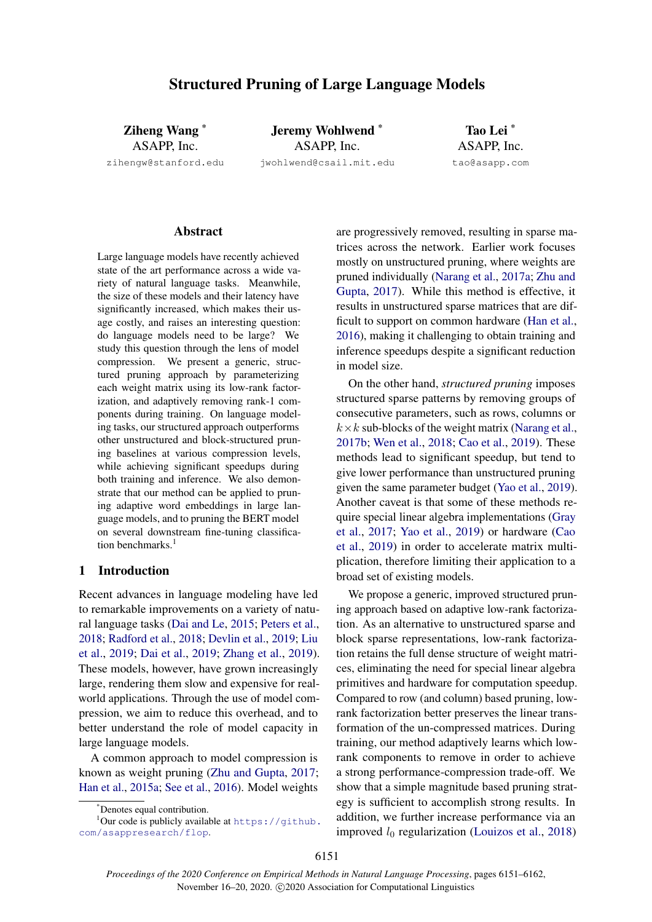# Structured Pruning of Large Language Models

**Ziheng Wang** [*]
ASAPP, Inc.
zihengw@stanford.edu

**Jeremy Wohlwend** [*]
ASAPP, Inc.
jwohlwend@csail.mit.edu

**Tao Lei** [*]
ASAPP, Inc.
tao@asapp.com

## Abstract

Large language models have recently achieved state of the art performance across a wide variety of natural language tasks. Meanwhile, the size of these models and their latency have significantly increased, which makes their usage costly, and raises an interesting question: do language models need to be large? We study this question through the lens of model compression. We present a generic, structured pruning approach by parameterizing each weight matrix using its low-rank factorization, and adaptively removing rank-1 components during training. On language modeling tasks, our structured approach outperforms other unstructured and block-structured pruning baselines at various compression levels, while achieving significant speedups during both training and inference. We also demonstrate that our method can be applied to pruning adaptive word embeddings in large language models, and to pruning the BERT model on several downstream fine-tuning classification benchmarks.[1]

## 1 Introduction

Recent advances in language modeling have led to remarkable improvements on a variety of natural language tasks (Dai and Le, 2015; Peters et al., 2018; Radford et al., 2018; Devlin et al., 2019; Liu et al., 2019; Dai et al., 2019; Zhang et al., 2019). These models, however, have grown increasingly large, rendering them slow and expensive for real-world applications. Through the use of model compression, we aim to reduce this overhead, and to better understand the role of model capacity in large language models.

A common approach to model compression is known as weight pruning (Zhu and Gupta, 2017; Han et al., 2015a; See et al., 2016). Model weights are progressively removed, resulting in sparse matrices across the network. Earlier work focuses mostly on unstructured pruning, where weights are pruned individually (Narang et al., 2017a; Zhu and Gupta, 2017). While this method is effective, it results in unstructured sparse matrices that are difficult to support on common hardware (Han et al., 2016), making it challenging to obtain training and inference speedups despite a significant reduction in model size.

On the other hand, *structured pruning* imposes structured sparse patterns by removing groups of consecutive parameters, such as rows, columns or $k \times k$ sub-blocks of the weight matrix (Narang et al., 2017b; Wen et al., 2018; Cao et al., 2019). These methods lead to significant speedup, but tend to give lower performance than unstructured pruning given the same parameter budget (Yao et al., 2019). Another caveat is that some of these methods require special linear algebra implementations (Gray et al., 2017; Yao et al., 2019) or hardware (Cao et al., 2019) in order to accelerate matrix multiplication, therefore limiting their application to a broad set of existing models.

We propose a generic, improved structured pruning approach based on adaptive low-rank factorization. As an alternative to unstructured sparse and block sparse representations, low-rank factorization retains the full dense structure of weight matrices, eliminating the need for special linear algebra primitives and hardware for computation speedup. Compared to row (and column) based pruning, low-rank factorization better preserves the linear transformation of the un-compressed matrices. During training, our method adaptively learns which low-rank components to remove in order to achieve a strong performance-compression trade-off. We show that a simple magnitude based pruning strategy is sufficient to accomplish strong results. In addition, we further increase performance via an improved $l_0$ regularization (Louizos et al., 2018)

[*] Denotes equal contribution.
[1] Our code is publicly available at https://github.com/asappresearch/flop.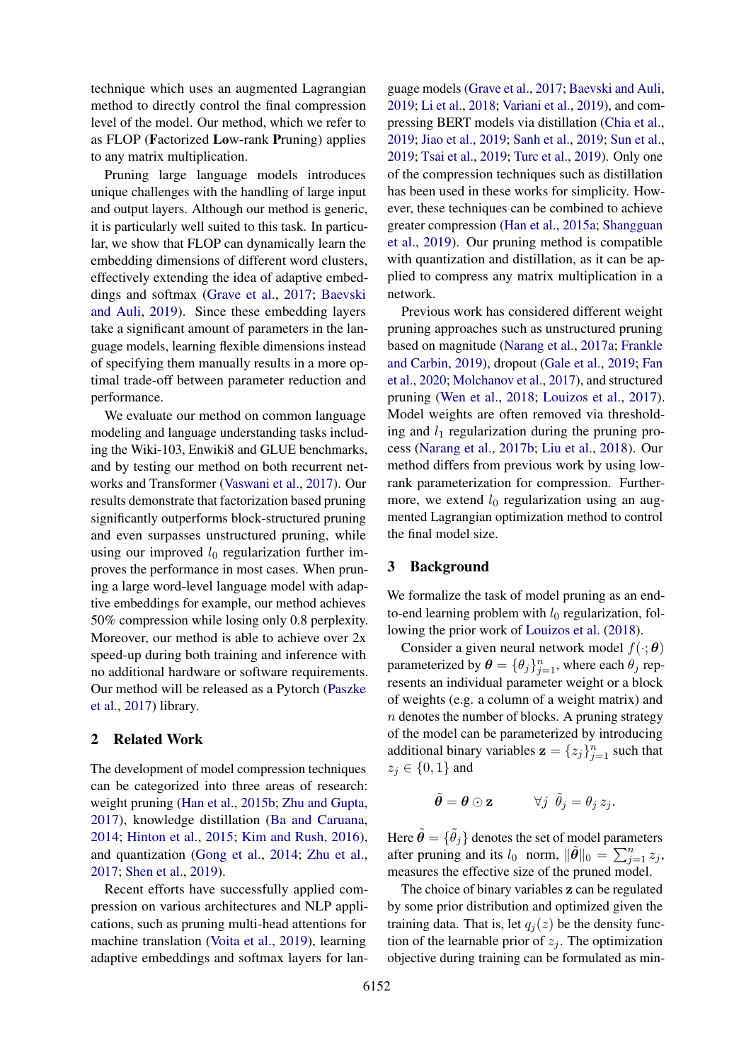technique which uses an augmented Lagrangian method to directly control the final compression level of the model. Our method, which we refer to as FLOP (**F**actorized **L**ow-rank **P**runing) applies to any matrix multiplication.

Pruning large language models introduces unique challenges with the handling of large input and output layers. Although our method is generic, it is particularly well suited to this task. In particular, we show that FLOP can dynamically learn the embedding dimensions of different word clusters, effectively extending the idea of adaptive embeddings and softmax (Grave et al., 2017; Baevski and Auli, 2019). Since these embedding layers take a significant amount of parameters in the language models, learning flexible dimensions instead of specifying them manually results in a more optimal trade-off between parameter reduction and performance.

We evaluate our method on common language modeling and language understanding tasks including the Wiki-103, Enwiki8 and GLUE benchmarks, and by testing our method on both recurrent networks and Transformer (Vaswani et al., 2017). Our results demonstrate that factorization based pruning significantly outperforms block-structured pruning and even surpasses unstructured pruning, while using our improved $l_0$ regularization further improves the performance in most cases. When pruning a large word-level language model with adaptive embeddings for example, our method achieves 50% compression while losing only 0.8 perplexity. Moreover, our method is able to achieve over 2x speed-up during both training and inference with no additional hardware or software requirements. Our method will be released as a Pytorch (Paszke et al., 2017) library.

## 2 Related Work

The development of model compression techniques can be categorized into three areas of research: weight pruning (Han et al., 2015b; Zhu and Gupta, 2017), knowledge distillation (Ba and Caruana, 2014; Hinton et al., 2015; Kim and Rush, 2016), and quantization (Gong et al., 2014; Zhu et al., 2017; Shen et al., 2019).

Recent efforts have successfully applied compression on various architectures and NLP applications, such as pruning multi-head attentions for machine translation (Voita et al., 2019), learning adaptive embeddings and softmax layers for language models (Grave et al., 2017; Baevski and Auli, 2019; Li et al., 2018; Variani et al., 2019), and compressing BERT models via distillation (Chia et al., 2019; Jiao et al., 2019; Sanh et al., 2019; Sun et al., 2019; Tsai et al., 2019; Turc et al., 2019). Only one of the compression techniques such as distillation has been used in these works for simplicity. However, these techniques can be combined to achieve greater compression (Han et al., 2015a; Shangguan et al., 2019). Our pruning method is compatible with quantization and distillation, as it can be applied to compress any matrix multiplication in a network.

Previous work has considered different weight pruning approaches such as unstructured pruning based on magnitude (Narang et al., 2017a; Frankle and Carbin, 2019), dropout (Gale et al., 2019; Fan et al., 2020; Molchanov et al., 2017), and structured pruning (Wen et al., 2018; Louizos et al., 2017). Model weights are often removed via thresholding and $l_1$ regularization during the pruning process (Narang et al., 2017b; Liu et al., 2018). Our method differs from previous work by using low-rank parameterization for compression. Furthermore, we extend $l_0$ regularization using an augmented Lagrangian optimization method to control the final model size.

## 3 Background

We formalize the task of model pruning as an end-to-end learning problem with $l_0$ regularization, following the prior work of Louizos et al. (2018).

Consider a given neural network model $f(\cdot; \boldsymbol{\theta})$ parameterized by $\boldsymbol{\theta} = \{\theta_j\}_{j=1}^n$, where each $\theta_j$ represents an individual parameter weight or a block of weights (e.g. a column of a weight matrix) and $n$ denotes the number of blocks. A pruning strategy of the model can be parameterized by introducing additional binary variables $\mathbf{z} = \{z_j\}_{j=1}^n$ such that $z_j \in \{0, 1\}$ and

$$\tilde{\boldsymbol{\theta}} = \boldsymbol{\theta} \odot \mathbf{z} \qquad \forall j \;\; \tilde{\theta}_j = \theta_j \, z_j.$$

Here $\tilde{\boldsymbol{\theta}} = \{\tilde{\theta}_j\}$ denotes the set of model parameters after pruning and its $l_0$ norm, $\|\tilde{\boldsymbol{\theta}}\|_0 = \sum_{j=1}^n z_j$, measures the effective size of the pruned model.

The choice of binary variables $\mathbf{z}$ can be regulated by some prior distribution and optimized given the training data. That is, let $q_j(z)$ be the density function of the learnable prior of $z_j$. The optimization objective during training can be formulated as min-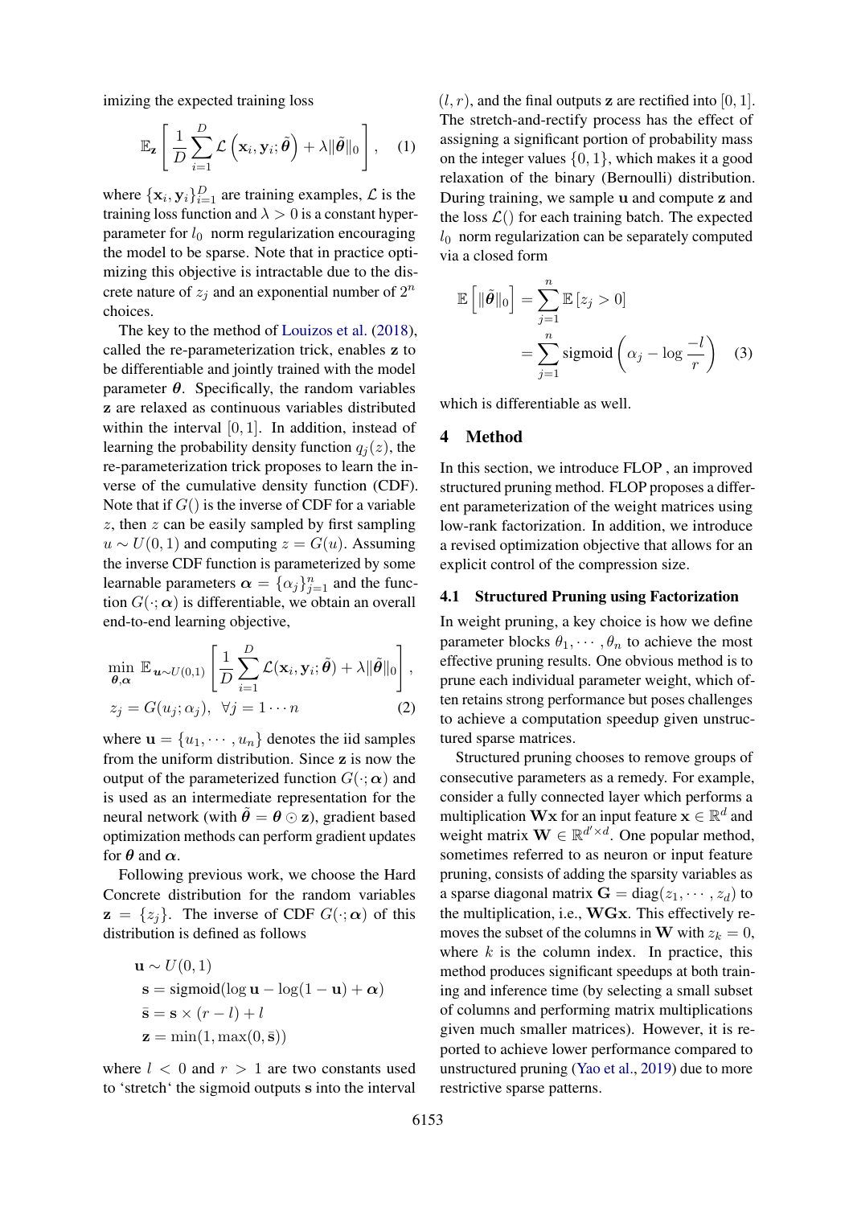imizing the expected training loss

$$\mathbb{E}_{\mathbf{z}}\left[\frac{1}{D}\sum_{i=1}^{D}\mathcal{L}\left(\mathbf{x}_i,\mathbf{y}_i;\tilde{\boldsymbol{\theta}}\right)+\lambda\|\tilde{\boldsymbol{\theta}}\|_0\right], \quad (1)$$

where $\{\mathbf{x}_i, \mathbf{y}_i\}_{i=1}^{D}$ are training examples, $\mathcal{L}$ is the training loss function and $\lambda > 0$ is a constant hyper-parameter for $l_0$ norm regularization encouraging the model to be sparse. Note that in practice optimizing this objective is intractable due to the discrete nature of $z_j$ and an exponential number of $2^n$ choices.

The key to the method of Louizos et al. (2018), called the re-parameterization trick, enables $\mathbf{z}$ to be differentiable and jointly trained with the model parameter $\boldsymbol{\theta}$. Specifically, the random variables $\mathbf{z}$ are relaxed as continuous variables distributed within the interval $[0, 1]$. In addition, instead of learning the probability density function $q_j(z)$, the re-parameterization trick proposes to learn the inverse of the cumulative density function (CDF). Note that if $G()$ is the inverse of CDF for a variable $z$, then $z$ can be easily sampled by first sampling $u \sim U(0, 1)$ and computing $z = G(u)$. Assuming the inverse CDF function is parameterized by some learnable parameters $\boldsymbol{\alpha} = \{\alpha_j\}_{j=1}^{n}$ and the function $G(\cdot; \boldsymbol{\alpha})$ is differentiable, we obtain an overall end-to-end learning objective,

$$\min_{\boldsymbol{\theta},\boldsymbol{\alpha}} \ \mathbb{E}_{\boldsymbol{u}\sim U(0,1)}\left[\frac{1}{D}\sum_{i=1}^{D}\mathcal{L}(\mathbf{x}_i,\mathbf{y}_i;\tilde{\boldsymbol{\theta}})+\lambda\|\tilde{\boldsymbol{\theta}}\|_0\right],$$
$$z_j = G(u_j;\alpha_j), \ \ \forall j = 1\cdots n \quad (2)$$

where $\mathbf{u} = \{u_1, \cdots, u_n\}$ denotes the iid samples from the uniform distribution. Since $\mathbf{z}$ is now the output of the parameterized function $G(\cdot; \boldsymbol{\alpha})$ and is used as an intermediate representation for the neural network (with $\tilde{\boldsymbol{\theta}} = \boldsymbol{\theta} \odot \mathbf{z}$), gradient based optimization methods can perform gradient updates for $\boldsymbol{\theta}$ and $\boldsymbol{\alpha}$.

Following previous work, we choose the Hard Concrete distribution for the random variables $\mathbf{z} = \{z_j\}$. The inverse of CDF $G(\cdot; \boldsymbol{\alpha})$ of this distribution is defined as follows

$$\begin{aligned}
&\mathbf{u} \sim U(0,1)\\
&\mathbf{s} = \text{sigmoid}(\log \mathbf{u} - \log(1-\mathbf{u}) + \boldsymbol{\alpha})\\
&\bar{\mathbf{s}} = \mathbf{s} \times (r-l) + l\\
&\mathbf{z} = \min(1, \max(0, \bar{\mathbf{s}}))
\end{aligned}$$

where $l < 0$ and $r > 1$ are two constants used to 'stretch' the sigmoid outputs $\mathbf{s}$ into the interval $(l, r)$, and the final outputs $\mathbf{z}$ are rectified into $[0, 1]$. The stretch-and-rectify process has the effect of assigning a significant portion of probability mass on the integer values $\{0, 1\}$, which makes it a good relaxation of the binary (Bernoulli) distribution. During training, we sample $\mathbf{u}$ and compute $\mathbf{z}$ and the loss $\mathcal{L}()$ for each training batch. The expected $l_0$ norm regularization can be separately computed via a closed form

$$\begin{aligned}
\mathbb{E}\left[\|\tilde{\boldsymbol{\theta}}\|_0\right] &= \sum_{j=1}^{n}\mathbb{E}\left[z_j > 0\right]\\
&= \sum_{j=1}^{n}\text{sigmoid}\left(\alpha_j - \log\frac{-l}{r}\right) \quad (3)
\end{aligned}$$

which is differentiable as well.

## 4 Method

In this section, we introduce FLOP , an improved structured pruning method. FLOP proposes a different parameterization of the weight matrices using low-rank factorization. In addition, we introduce a revised optimization objective that allows for an explicit control of the compression size.

### 4.1 Structured Pruning using Factorization

In weight pruning, a key choice is how we define parameter blocks $\theta_1, \cdots, \theta_n$ to achieve the most effective pruning results. One obvious method is to prune each individual parameter weight, which often retains strong performance but poses challenges to achieve a computation speedup given unstructured sparse matrices.

Structured pruning chooses to remove groups of consecutive parameters as a remedy. For example, consider a fully connected layer which performs a multiplication $\mathbf{W}\mathbf{x}$ for an input feature $\mathbf{x} \in \mathbb{R}^d$ and weight matrix $\mathbf{W} \in \mathbb{R}^{d' \times d}$. One popular method, sometimes referred to as neuron or input feature pruning, consists of adding the sparsity variables as a sparse diagonal matrix $\mathbf{G} = \text{diag}(z_1, \cdots, z_d)$ to the multiplication, i.e., $\mathbf{W}\mathbf{G}\mathbf{x}$. This effectively removes the subset of the columns in $\mathbf{W}$ with $z_k = 0$, where $k$ is the column index. In practice, this method produces significant speedups at both training and inference time (by selecting a small subset of columns and performing matrix multiplications given much smaller matrices). However, it is reported to achieve lower performance compared to unstructured pruning (Yao et al., 2019) due to more restrictive sparse patterns.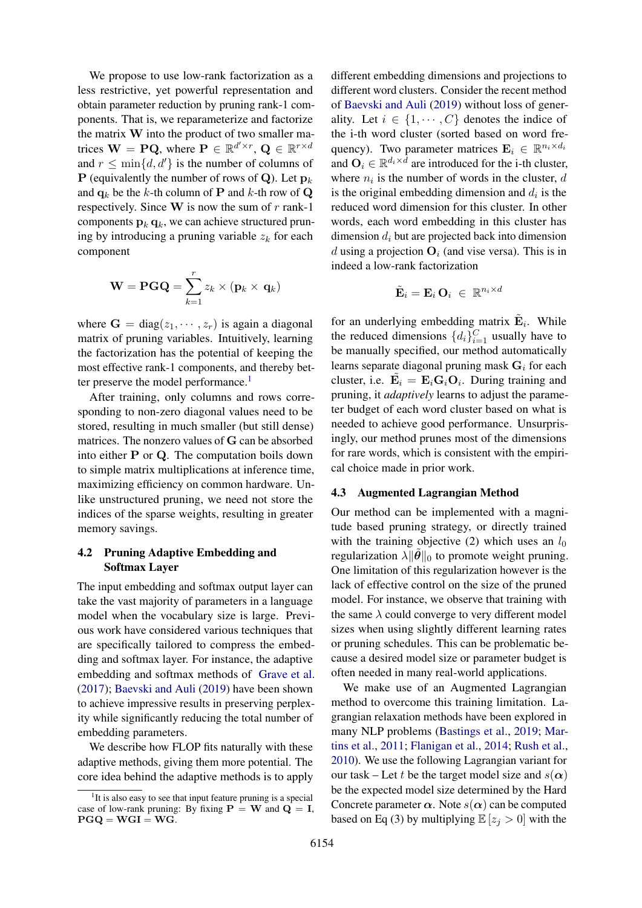We propose to use low-rank factorization as a less restrictive, yet powerful representation and obtain parameter reduction by pruning rank-1 components. That is, we reparameterize and factorize the matrix $\mathbf{W}$ into the product of two smaller matrices $\mathbf{W} = \mathbf{P}\mathbf{Q}$, where $\mathbf{P} \in \mathbb{R}^{d' \times r}$, $\mathbf{Q} \in \mathbb{R}^{r \times d}$ and $r \leq \min\{d, d'\}$ is the number of columns of $\mathbf{P}$ (equivalently the number of rows of $\mathbf{Q}$). Let $\mathbf{p}_k$ and $\mathbf{q}_k$ be the $k$-th column of $\mathbf{P}$ and $k$-th row of $\mathbf{Q}$ respectively. Since $\mathbf{W}$ is now the sum of $r$ rank-1 components $\mathbf{p}_k\,\mathbf{q}_k$, we can achieve structured pruning by introducing a pruning variable $z_k$ for each component

$$\mathbf{W} = \mathbf{P}\mathbf{G}\mathbf{Q} = \sum_{k=1}^{r} z_k \times (\mathbf{p}_k \times \mathbf{q}_k)$$

where $\mathbf{G} = \mathrm{diag}(z_1, \cdots, z_r)$ is again a diagonal matrix of pruning variables. Intuitively, learning the factorization has the potential of keeping the most effective rank-1 components, and thereby better preserve the model performance.[1]

After training, only columns and rows corresponding to non-zero diagonal values need to be stored, resulting in much smaller (but still dense) matrices. The nonzero values of $\mathbf{G}$ can be absorbed into either $\mathbf{P}$ or $\mathbf{Q}$. The computation boils down to simple matrix multiplications at inference time, maximizing efficiency on common hardware. Unlike unstructured pruning, we need not store the indices of the sparse weights, resulting in greater memory savings.

## 4.2 Pruning Adaptive Embedding and Softmax Layer

The input embedding and softmax output layer can take the vast majority of parameters in a language model when the vocabulary size is large. Previous work have considered various techniques that are specifically tailored to compress the embedding and softmax layer. For instance, the adaptive embedding and softmax methods of Grave et al. (2017); Baevski and Auli (2019) have been shown to achieve impressive results in preserving perplexity while significantly reducing the total number of embedding parameters.

We describe how FLOP fits naturally with these adaptive methods, giving them more potential. The core idea behind the adaptive methods is to apply different embedding dimensions and projections to different word clusters. Consider the recent method of Baevski and Auli (2019) without loss of generality. Let $i \in \{1, \cdots, C\}$ denotes the indice of the i-th word cluster (sorted based on word frequency). Two parameter matrices $\mathbf{E}_i \in \mathbb{R}^{n_i \times d_i}$ and $\mathbf{O}_i \in \mathbb{R}^{d_i \times d}$ are introduced for the i-th cluster, where $n_i$ is the number of words in the cluster, $d$ is the original embedding dimension and $d_i$ is the reduced word dimension for this cluster. In other words, each word embedding in this cluster has dimension $d_i$ but are projected back into dimension $d$ using a projection $\mathbf{O}_i$ (and vise versa). This is in indeed a low-rank factorization

$$\tilde{\mathbf{E}}_i = \mathbf{E}_i\,\mathbf{O}_i \;\in\; \mathbb{R}^{n_i \times d}$$

for an underlying embedding matrix $\tilde{\mathbf{E}}_i$. While the reduced dimensions $\{d_i\}_{i=1}^{C}$ usually have to be manually specified, our method automatically learns separate diagonal pruning mask $\mathbf{G}_i$ for each cluster, i.e. $\tilde{\mathbf{E}}_i = \mathbf{E}_i\mathbf{G}_i\mathbf{O}_i$. During training and pruning, it *adaptively* learns to adjust the parameter budget of each word cluster based on what is needed to achieve good performance. Unsurprisingly, our method prunes most of the dimensions for rare words, which is consistent with the empirical choice made in prior work.

## 4.3 Augmented Lagrangian Method

Our method can be implemented with a magnitude based pruning strategy, or directly trained with the training objective (2) which uses an $l_0$ regularization $\lambda\|\tilde{\boldsymbol{\theta}}\|_0$ to promote weight pruning. One limitation of this regularization however is the lack of effective control on the size of the pruned model. For instance, we observe that training with the same $\lambda$ could converge to very different model sizes when using slightly different learning rates or pruning schedules. This can be problematic because a desired model size or parameter budget is often needed in many real-world applications.

We make use of an Augmented Lagrangian method to overcome this training limitation. Lagrangian relaxation methods have been explored in many NLP problems (Bastings et al., 2019; Martins et al., 2011; Flanigan et al., 2014; Rush et al., 2010). We use the following Lagrangian variant for our task – Let $t$ be the target model size and $s(\boldsymbol{\alpha})$ be the expected model size determined by the Hard Concrete parameter $\boldsymbol{\alpha}$. Note $s(\boldsymbol{\alpha})$ can be computed based on Eq (3) by multiplying $\mathbb{E}\left[z_j > 0\right]$ with the

[1] It is also easy to see that input feature pruning is a special case of low-rank pruning: By fixing $\mathbf{P} = \mathbf{W}$ and $\mathbf{Q} = \mathbf{I}$, $\mathbf{P}\mathbf{G}\mathbf{Q} = \mathbf{W}\mathbf{G}\mathbf{I} = \mathbf{W}\mathbf{G}$.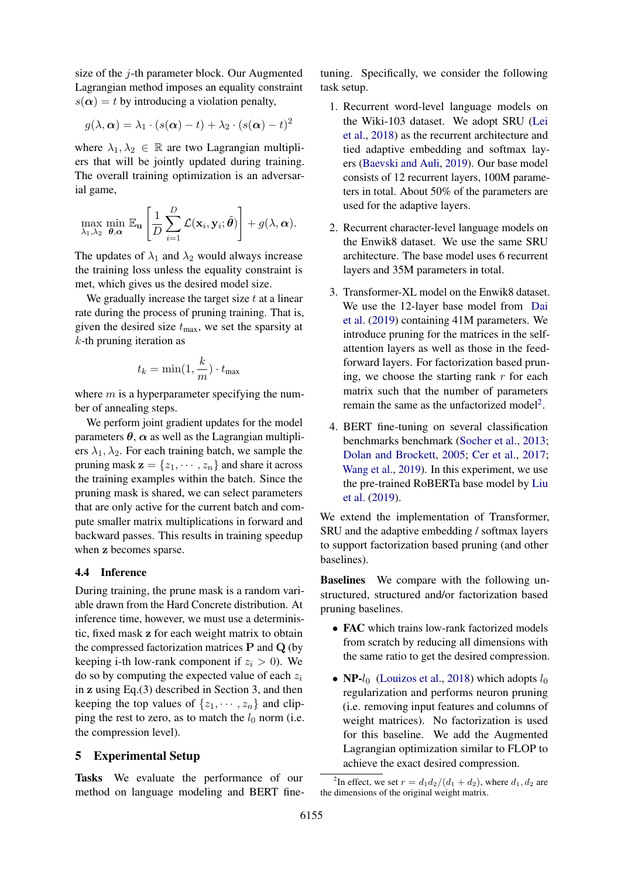size of the $j$-th parameter block. Our Augmented Lagrangian method imposes an equality constraint $s(\boldsymbol{\alpha}) = t$ by introducing a violation penalty,

$$g(\lambda, \boldsymbol{\alpha}) = \lambda_1 \cdot (s(\boldsymbol{\alpha}) - t) + \lambda_2 \cdot (s(\boldsymbol{\alpha}) - t)^2$$

where $\lambda_1, \lambda_2 \in \mathbb{R}$ are two Lagrangian multipliers that will be jointly updated during training. The overall training optimization is an adversarial game,

$$\max_{\lambda_1, \lambda_2} \min_{\boldsymbol{\theta}, \boldsymbol{\alpha}} \mathbb{E}_{\mathbf{u}} \left[ \frac{1}{D} \sum_{i=1}^{D} \mathcal{L}(\mathbf{x}_i, \mathbf{y}_i; \tilde{\boldsymbol{\theta}}) \right] + g(\lambda, \boldsymbol{\alpha}).$$

The updates of $\lambda_1$ and $\lambda_2$ would always increase the training loss unless the equality constraint is met, which gives us the desired model size.

We gradually increase the target size $t$ at a linear rate during the process of pruning training. That is, given the desired size $t_{\text{max}}$, we set the sparsity at $k$-th pruning iteration as

$$t_k = \min(1, \frac{k}{m}) \cdot t_{\text{max}}$$

where $m$ is a hyperparameter specifying the number of annealing steps.

We perform joint gradient updates for the model parameters $\boldsymbol{\theta}$, $\boldsymbol{\alpha}$ as well as the Lagrangian multipliers $\lambda_1, \lambda_2$. For each training batch, we sample the pruning mask $\mathbf{z} = \{z_1, \cdots, z_n\}$ and share it across the training examples within the batch. Since the pruning mask is shared, we can select parameters that are only active for the current batch and compute smaller matrix multiplications in forward and backward passes. This results in training speedup when $\mathbf{z}$ becomes sparse.

### 4.4 Inference

During training, the prune mask is a random variable drawn from the Hard Concrete distribution. At inference time, however, we must use a deterministic, fixed mask $\mathbf{z}$ for each weight matrix to obtain the compressed factorization matrices $\mathbf{P}$ and $\mathbf{Q}$ (by keeping i-th low-rank component if $z_i > 0$). We do so by computing the expected value of each $z_i$ in $\mathbf{z}$ using Eq.(3) described in Section 3, and then keeping the top values of $\{z_1, \cdots, z_n\}$ and clipping the rest to zero, as to match the $l_0$ norm (i.e. the compression level).

## 5 Experimental Setup

**Tasks** We evaluate the performance of our method on language modeling and BERT fine-tuning. Specifically, we consider the following task setup.

1. Recurrent word-level language models on the Wiki-103 dataset. We adopt SRU (Lei et al., 2018) as the recurrent architecture and tied adaptive embedding and softmax layers (Baevski and Auli, 2019). Our base model consists of 12 recurrent layers, 100M parameters in total. About 50% of the parameters are used for the adaptive layers.
2. Recurrent character-level language models on the Enwik8 dataset. We use the same SRU architecture. The base model uses 6 recurrent layers and 35M parameters in total.
3. Transformer-XL model on the Enwik8 dataset. We use the 12-layer base model from Dai et al. (2019) containing 41M parameters. We introduce pruning for the matrices in the self-attention layers as well as those in the feed-forward layers. For factorization based pruning, we choose the starting rank $r$ for each matrix such that the number of parameters remain the same as the unfactorized model[2].
4. BERT fine-tuning on several classification benchmarks benchmark (Socher et al., 2013; Dolan and Brockett, 2005; Cer et al., 2017; Wang et al., 2019). In this experiment, we use the pre-trained RoBERTa base model by Liu et al. (2019).

We extend the implementation of Transformer, SRU and the adaptive embedding / softmax layers to support factorization based pruning (and other baselines).

**Baselines** We compare with the following unstructured, structured and/or factorization based pruning baselines.

- **FAC** which trains low-rank factorized models from scratch by reducing all dimensions with the same ratio to get the desired compression.
- **NP-$l_0$** (Louizos et al., 2018) which adopts $l_0$ regularization and performs neuron pruning (i.e. removing input features and columns of weight matrices). No factorization is used for this baseline. We add the Augmented Lagrangian optimization similar to FLOP to achieve the exact desired compression.

[2] In effect, we set $r = d_1 d_2 / (d_1 + d_2)$, where $d_1, d_2$ are the dimensions of the original weight matrix.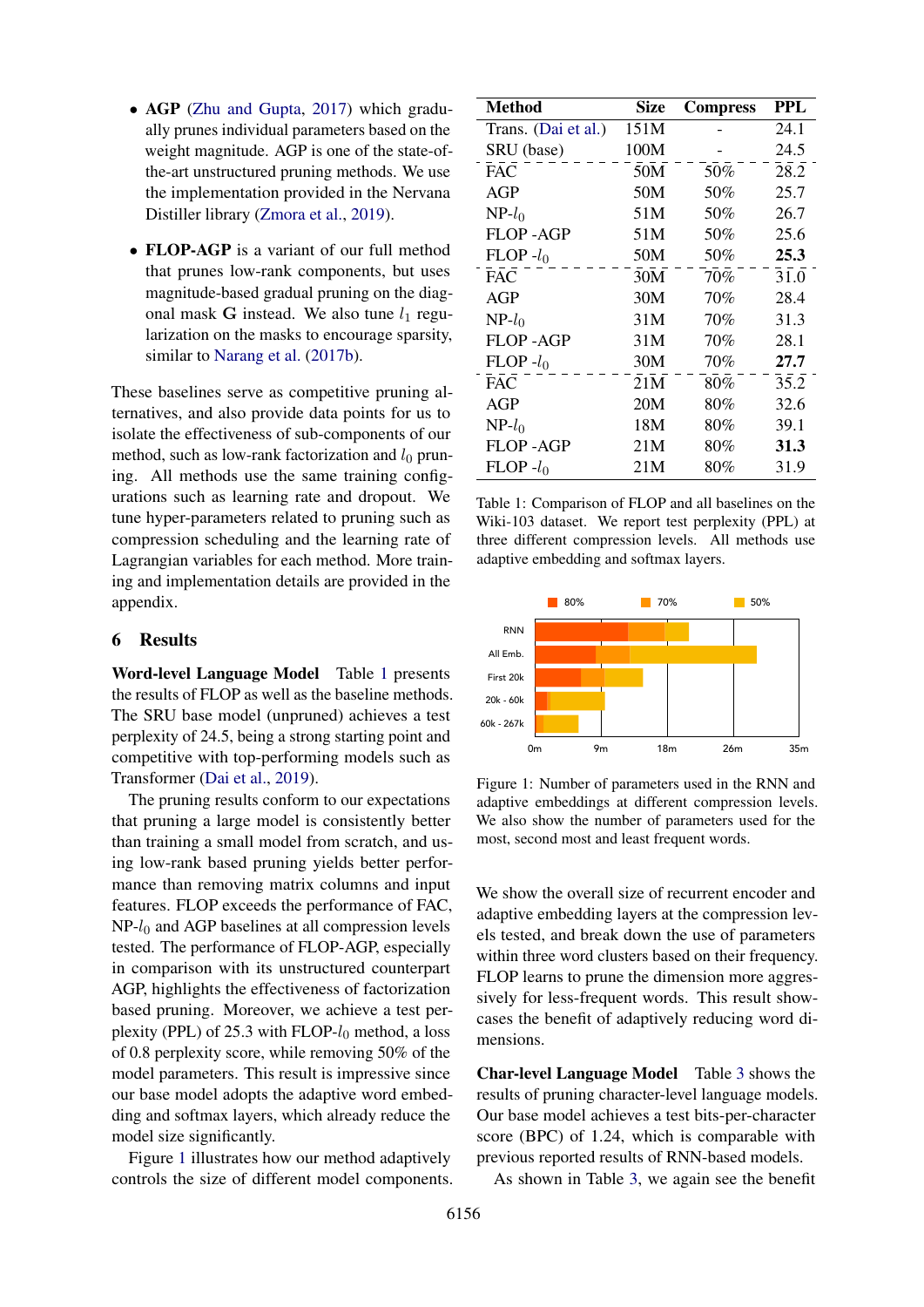- **AGP** (Zhu and Gupta, 2017) which gradually prunes individual parameters based on the weight magnitude. AGP is one of the state-of-the-art unstructured pruning methods. We use the implementation provided in the Nervana Distiller library (Zmora et al., 2019).

- **FLOP-AGP** is a variant of our full method that prunes low-rank components, but uses magnitude-based gradual pruning on the diagonal mask **G** instead. We also tune $l_1$ regularization on the masks to encourage sparsity, similar to Narang et al. (2017b).

These baselines serve as competitive pruning alternatives, and also provide data points for us to isolate the effectiveness of sub-components of our method, such as low-rank factorization and $l_0$ pruning. All methods use the same training configurations such as learning rate and dropout. We tune hyper-parameters related to pruning such as compression scheduling and the learning rate of Lagrangian variables for each method. More training and implementation details are provided in the appendix.

## 6 Results

**Word-level Language Model** Table 1 presents the results of FLOP as well as the baseline methods. The SRU base model (unpruned) achieves a test perplexity of 24.5, being a strong starting point and competitive with top-performing models such as Transformer (Dai et al., 2019).

The pruning results conform to our expectations that pruning a large model is consistently better than training a small model from scratch, and using low-rank based pruning yields better performance than removing matrix columns and input features. FLOP exceeds the performance of FAC, NP-$l_0$ and AGP baselines at all compression levels tested. The performance of FLOP-AGP, especially in comparison with its unstructured counterpart AGP, highlights the effectiveness of factorization based pruning. Moreover, we achieve a test perplexity (PPL) of 25.3 with FLOP-$l_0$ method, a loss of 0.8 perplexity score, while removing 50% of the model parameters. This result is impressive since our base model adopts the adaptive word embedding and softmax layers, which already reduce the model size significantly.

Figure 1 illustrates how our method adaptively controls the size of different model components.

| Method | Size | Compress | PPL |
|---|---|---|---|
| Trans. (Dai et al.) | 151M | - | 24.1 |
| SRU (base) | 100M | - | 24.5 |
| FAC | 50M | 50% | 28.2 |
| AGP | 50M | 50% | 25.7 |
| NP-$l_0$ | 51M | 50% | 26.7 |
| FLOP -AGP | 51M | 50% | 25.6 |
| FLOP -$l_0$ | 50M | 50% | **25.3** |
| FAC | 30M | 70% | 31.0 |
| AGP | 30M | 70% | 28.4 |
| NP-$l_0$ | 31M | 70% | 31.3 |
| FLOP -AGP | 31M | 70% | 28.1 |
| FLOP -$l_0$ | 30M | 70% | **27.7** |
| FAC | 21M | 80% | 35.2 |
| AGP | 20M | 80% | 32.6 |
| NP-$l_0$ | 18M | 80% | 39.1 |
| FLOP -AGP | 21M | 80% | **31.3** |
| FLOP -$l_0$ | 21M | 80% | 31.9 |

Table 1: Comparison of FLOP and all baselines on the Wiki-103 dataset. We report test perplexity (PPL) at three different compression levels. All methods use adaptive embedding and softmax layers.

Figure 1: Number of parameters used in the RNN and adaptive embeddings at different compression levels. We also show the number of parameters used for the most, second most and least frequent words.

We show the overall size of recurrent encoder and adaptive embedding layers at the compression levels tested, and break down the use of parameters within three word clusters based on their frequency. FLOP learns to prune the dimension more aggressively for less-frequent words. This result showcases the benefit of adaptively reducing word dimensions.

**Char-level Language Model** Table 3 shows the results of pruning character-level language models. Our base model achieves a test bits-per-character score (BPC) of 1.24, which is comparable with previous reported results of RNN-based models.

As shown in Table 3, we again see the benefit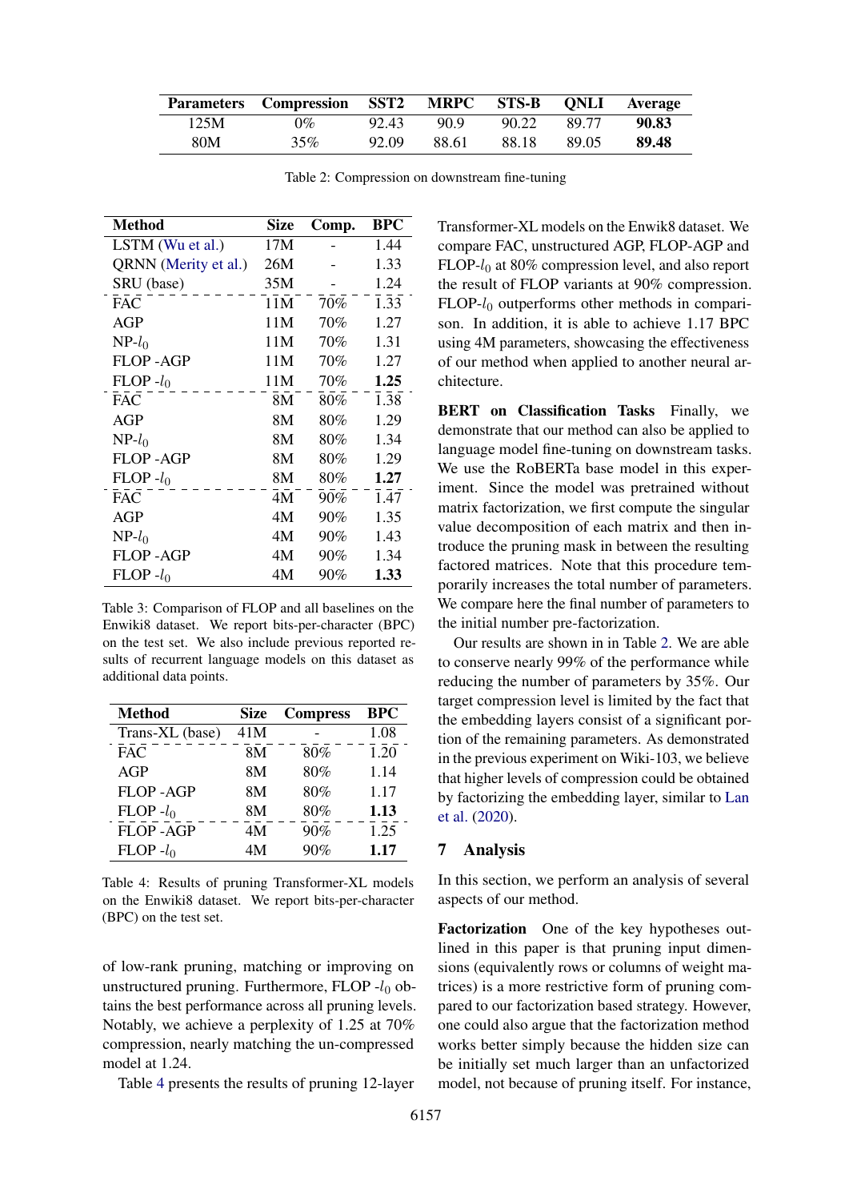| Parameters | Compression | SST2 | MRPC | STS-B | QNLI | Average |
|---|---|---|---|---|---|---|
| 125M | 0% | 92.43 | 90.9 | 90.22 | 89.77 | **90.83** |
| 80M | 35% | 92.09 | 88.61 | 88.18 | 89.05 | **89.48** |

Table 2: Compression on downstream fine-tuning

| Method | Size | Comp. | BPC |
|---|---|---|---|
| LSTM (Wu et al.) | 17M | - | 1.44 |
| QRNN (Merity et al.) | 26M | - | 1.33 |
| SRU (base) | 35M | - | 1.24 |
| FAC | 11M | 70% | 1.33 |
| AGP | 11M | 70% | 1.27 |
| NP-$l_0$ | 11M | 70% | 1.31 |
| FLOP -AGP | 11M | 70% | 1.27 |
| FLOP -$l_0$ | 11M | 70% | **1.25** |
| FAC | 8M | 80% | 1.38 |
| AGP | 8M | 80% | 1.29 |
| NP-$l_0$ | 8M | 80% | 1.34 |
| FLOP -AGP | 8M | 80% | 1.29 |
| FLOP -$l_0$ | 8M | 80% | **1.27** |
| FAC | 4M | 90% | 1.47 |
| AGP | 4M | 90% | 1.35 |
| NP-$l_0$ | 4M | 90% | 1.43 |
| FLOP -AGP | 4M | 90% | 1.34 |
| FLOP -$l_0$ | 4M | 90% | **1.33** |

Table 3: Comparison of FLOP and all baselines on the Enwiki8 dataset. We report bits-per-character (BPC) on the test set. We also include previous reported results of recurrent language models on this dataset as additional data points.

| Method | Size | Compress | BPC |
|---|---|---|---|
| Trans-XL (base) | 41M | - | 1.08 |
| FAC | 8M | 80% | 1.20 |
| AGP | 8M | 80% | 1.14 |
| FLOP -AGP | 8M | 80% | 1.17 |
| FLOP -$l_0$ | 8M | 80% | **1.13** |
| FLOP -AGP | 4M | 90% | 1.25 |
| FLOP -$l_0$ | 4M | 90% | **1.17** |

Table 4: Results of pruning Transformer-XL models on the Enwiki8 dataset. We report bits-per-character (BPC) on the test set.

of low-rank pruning, matching or improving on unstructured pruning. Furthermore, FLOP -$l_0$ obtains the best performance across all pruning levels. Notably, we achieve a perplexity of 1.25 at 70% compression, nearly matching the un-compressed model at 1.24.

Table 4 presents the results of pruning 12-layer Transformer-XL models on the Enwik8 dataset. We compare FAC, unstructured AGP, FLOP-AGP and FLOP-$l_0$ at 80% compression level, and also report the result of FLOP variants at 90% compression. FLOP-$l_0$ outperforms other methods in comparison. In addition, it is able to achieve 1.17 BPC using 4M parameters, showcasing the effectiveness of our method when applied to another neural architecture.

**BERT on Classification Tasks** Finally, we demonstrate that our method can also be applied to language model fine-tuning on downstream tasks. We use the RoBERTa base model in this experiment. Since the model was pretrained without matrix factorization, we first compute the singular value decomposition of each matrix and then introduce the pruning mask in between the resulting factored matrices. Note that this procedure temporarily increases the total number of parameters. We compare here the final number of parameters to the initial number pre-factorization.

Our results are shown in in Table 2. We are able to conserve nearly 99% of the performance while reducing the number of parameters by 35%. Our target compression level is limited by the fact that the embedding layers consist of a significant portion of the remaining parameters. As demonstrated in the previous experiment on Wiki-103, we believe that higher levels of compression could be obtained by factorizing the embedding layer, similar to Lan et al. (2020).

## 7 Analysis

In this section, we perform an analysis of several aspects of our method.

**Factorization** One of the key hypotheses outlined in this paper is that pruning input dimensions (equivalently rows or columns of weight matrices) is a more restrictive form of pruning compared to our factorization based strategy. However, one could also argue that the factorization method works better simply because the hidden size can be initially set much larger than an unfactorized model, not because of pruning itself. For instance,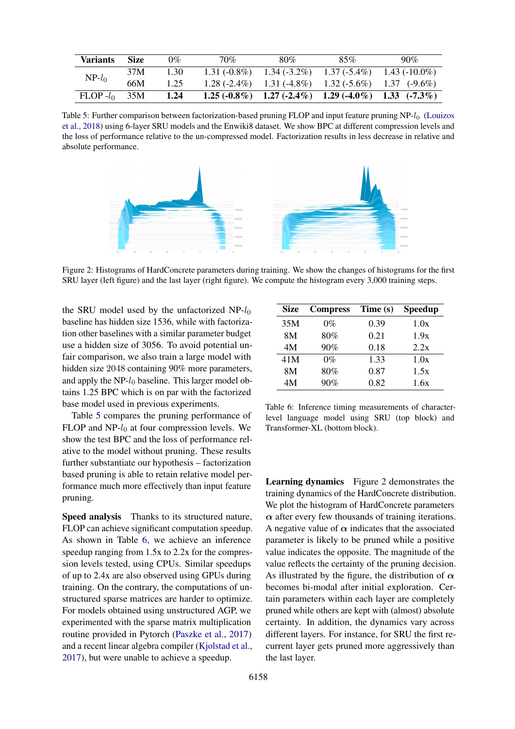| Variants | Size | 0% | 70% | 80% | 85% | 90% |
|---|---|---|---|---|---|---|
| NP-$l_0$ | 37M | 1.30 | 1.31 (-0.8%) | 1.34 (-3.2%) | 1.37 (-5.4%) | 1.43 (-10.0%) |
| | 66M | 1.25 | 1.28 (-2.4%) | 1.31 (-4.8%) | 1.32 (-5.6%) | 1.37 (-9.6%) |
| FLOP -$l_0$ | 35M | **1.24** | **1.25 (-0.8%)** | **1.27 (-2.4%)** | **1.29 (-4.0%)** | **1.33 (-7.3%)** |

Table 5: Further comparison between factorization-based pruning FLOP and input feature pruning NP-$l_0$ (Louizos et al., 2018) using 6-layer SRU models and the Enwiki8 dataset. We show BPC at different compression levels and the loss of performance relative to the un-compressed model. Factorization results in less decrease in relative and absolute performance.

Figure 2: Histograms of HardConcrete parameters during training. We show the changes of histograms for the first SRU layer (left figure) and the last layer (right figure). We compute the histogram every 3,000 training steps.

the SRU model used by the unfactorized NP-$l_0$ baseline has hidden size 1536, while with factorization other baselines with a similar parameter budget use a hidden size of 3056. To avoid potential unfair comparison, we also train a large model with hidden size 2048 containing 90% more parameters, and apply the NP-$l_0$ baseline. This larger model obtains 1.25 BPC which is on par with the factorized base model used in previous experiments.

Table 5 compares the pruning performance of FLOP and NP-$l_0$ at four compression levels. We show the test BPC and the loss of performance relative to the model without pruning. These results further substantiate our hypothesis – factorization based pruning is able to retain relative model performance much more effectively than input feature pruning.

**Speed analysis** Thanks to its structured nature, FLOP can achieve significant computation speedup. As shown in Table 6, we achieve an inference speedup ranging from 1.5x to 2.2x for the compression levels tested, using CPUs. Similar speedups of up to 2.4x are also observed using GPUs during training. On the contrary, the computations of unstructured sparse matrices are harder to optimize. For models obtained using unstructured AGP, we experimented with the sparse matrix multiplication routine provided in Pytorch (Paszke et al., 2017) and a recent linear algebra compiler (Kjolstad et al., 2017), but were unable to achieve a speedup.

| Size | Compress | Time (s) | Speedup |
|---|---|---|---|
| 35M | 0% | 0.39 | 1.0x |
| 8M | 80% | 0.21 | 1.9x |
| 4M | 90% | 0.18 | 2.2x |
| 41M | 0% | 1.33 | 1.0x |
| 8M | 80% | 0.87 | 1.5x |
| 4M | 90% | 0.82 | 1.6x |

Table 6: Inference timing measurements of character-level language model using SRU (top block) and Transformer-XL (bottom block).

**Learning dynamics** Figure 2 demonstrates the training dynamics of the HardConcrete distribution. We plot the histogram of HardConcrete parameters $\alpha$ after every few thousands of training iterations. A negative value of $\alpha$ indicates that the associated parameter is likely to be pruned while a positive value indicates the opposite. The magnitude of the value reflects the certainty of the pruning decision. As illustrated by the figure, the distribution of $\alpha$ becomes bi-modal after initial exploration. Certain parameters within each layer are completely pruned while others are kept with (almost) absolute certainty. In addition, the dynamics vary across different layers. For instance, for SRU the first recurrent layer gets pruned more aggressively than the last layer.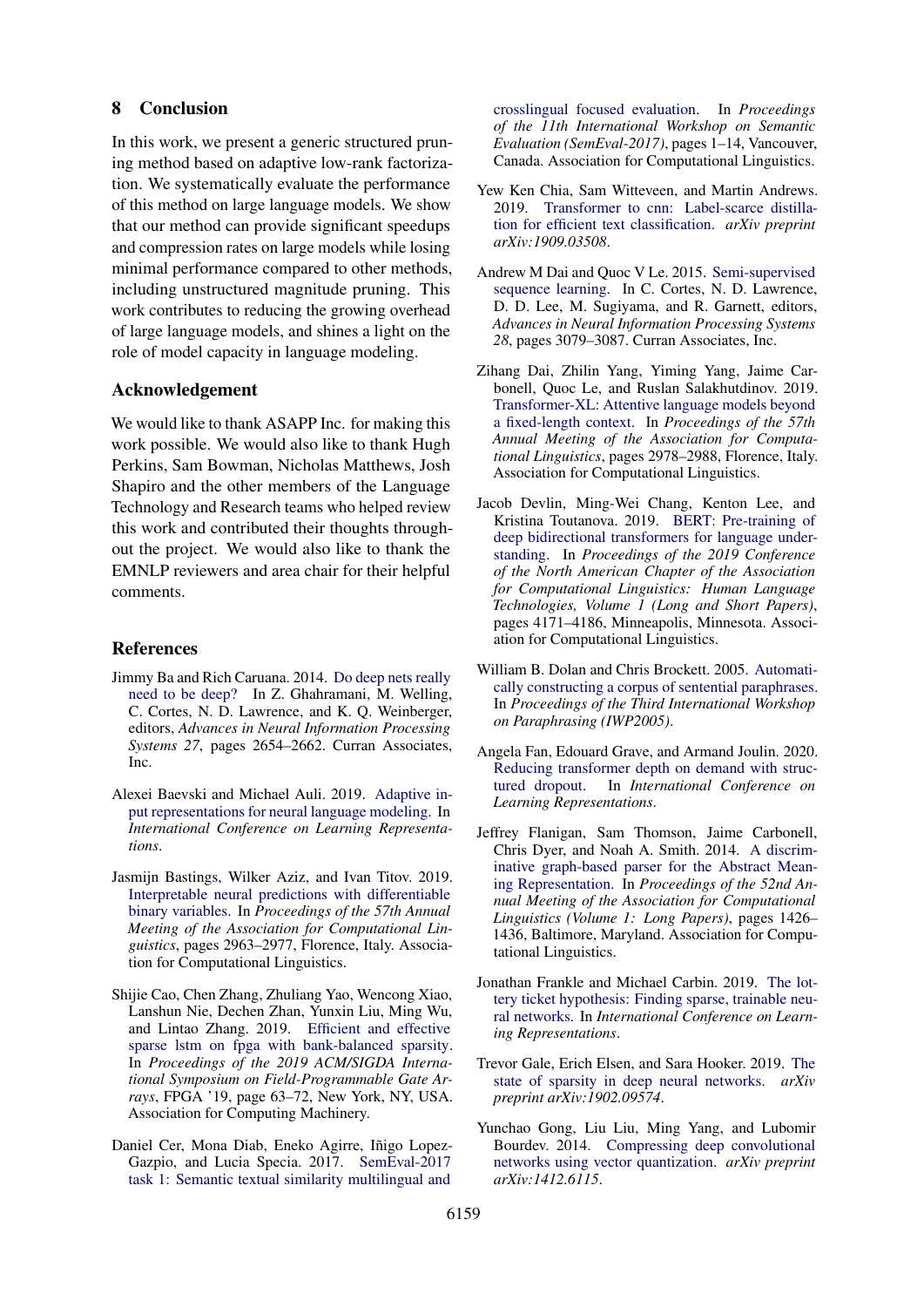## 8 Conclusion

In this work, we present a generic structured pruning method based on adaptive low-rank factorization. We systematically evaluate the performance of this method on large language models. We show that our method can provide significant speedups and compression rates on large models while losing minimal performance compared to other methods, including unstructured magnitude pruning. This work contributes to reducing the growing overhead of large language models, and shines a light on the role of model capacity in language modeling.

## Acknowledgement

We would like to thank ASAPP Inc. for making this work possible. We would also like to thank Hugh Perkins, Sam Bowman, Nicholas Matthews, Josh Shapiro and the other members of the Language Technology and Research teams who helped review this work and contributed their thoughts throughout the project. We would also like to thank the EMNLP reviewers and area chair for their helpful comments.

## References

Jimmy Ba and Rich Caruana. 2014. Do deep nets really need to be deep? In Z. Ghahramani, M. Welling, C. Cortes, N. D. Lawrence, and K. Q. Weinberger, editors, *Advances in Neural Information Processing Systems 27*, pages 2654–2662. Curran Associates, Inc.

Alexei Baevski and Michael Auli. 2019. Adaptive input representations for neural language modeling. In *International Conference on Learning Representations*.

Jasmijn Bastings, Wilker Aziz, and Ivan Titov. 2019. Interpretable neural predictions with differentiable binary variables. In *Proceedings of the 57th Annual Meeting of the Association for Computational Linguistics*, pages 2963–2977, Florence, Italy. Association for Computational Linguistics.

Shijie Cao, Chen Zhang, Zhuliang Yao, Wencong Xiao, Lanshun Nie, Dechen Zhan, Yunxin Liu, Ming Wu, and Lintao Zhang. 2019. Efficient and effective sparse lstm on fpga with bank-balanced sparsity. In *Proceedings of the 2019 ACM/SIGDA International Symposium on Field-Programmable Gate Arrays*, FPGA '19, page 63–72, New York, NY, USA. Association for Computing Machinery.

Daniel Cer, Mona Diab, Eneko Agirre, Iñigo Lopez-Gazpio, and Lucia Specia. 2017. SemEval-2017 task 1: Semantic textual similarity multilingual and crosslingual focused evaluation. In *Proceedings of the 11th International Workshop on Semantic Evaluation (SemEval-2017)*, pages 1–14, Vancouver, Canada. Association for Computational Linguistics.

Yew Ken Chia, Sam Witteveen, and Martin Andrews. 2019. Transformer to cnn: Label-scarce distillation for efficient text classification. *arXiv preprint arXiv:1909.03508*.

Andrew M Dai and Quoc V Le. 2015. Semi-supervised sequence learning. In C. Cortes, N. D. Lawrence, D. D. Lee, M. Sugiyama, and R. Garnett, editors, *Advances in Neural Information Processing Systems 28*, pages 3079–3087. Curran Associates, Inc.

Zihang Dai, Zhilin Yang, Yiming Yang, Jaime Carbonell, Quoc Le, and Ruslan Salakhutdinov. 2019. Transformer-XL: Attentive language models beyond a fixed-length context. In *Proceedings of the 57th Annual Meeting of the Association for Computational Linguistics*, pages 2978–2988, Florence, Italy. Association for Computational Linguistics.

Jacob Devlin, Ming-Wei Chang, Kenton Lee, and Kristina Toutanova. 2019. BERT: Pre-training of deep bidirectional transformers for language understanding. In *Proceedings of the 2019 Conference of the North American Chapter of the Association for Computational Linguistics: Human Language Technologies, Volume 1 (Long and Short Papers)*, pages 4171–4186, Minneapolis, Minnesota. Association for Computational Linguistics.

William B. Dolan and Chris Brockett. 2005. Automatically constructing a corpus of sentential paraphrases. In *Proceedings of the Third International Workshop on Paraphrasing (IWP2005)*.

Angela Fan, Edouard Grave, and Armand Joulin. 2020. Reducing transformer depth on demand with structured dropout. In *International Conference on Learning Representations*.

Jeffrey Flanigan, Sam Thomson, Jaime Carbonell, Chris Dyer, and Noah A. Smith. 2014. A discriminative graph-based parser for the Abstract Meaning Representation. In *Proceedings of the 52nd Annual Meeting of the Association for Computational Linguistics (Volume 1: Long Papers)*, pages 1426–1436, Baltimore, Maryland. Association for Computational Linguistics.

Jonathan Frankle and Michael Carbin. 2019. The lottery ticket hypothesis: Finding sparse, trainable neural networks. In *International Conference on Learning Representations*.

Trevor Gale, Erich Elsen, and Sara Hooker. 2019. The state of sparsity in deep neural networks. *arXiv preprint arXiv:1902.09574*.

Yunchao Gong, Liu Liu, Ming Yang, and Lubomir Bourdev. 2014. Compressing deep convolutional networks using vector quantization. *arXiv preprint arXiv:1412.6115*.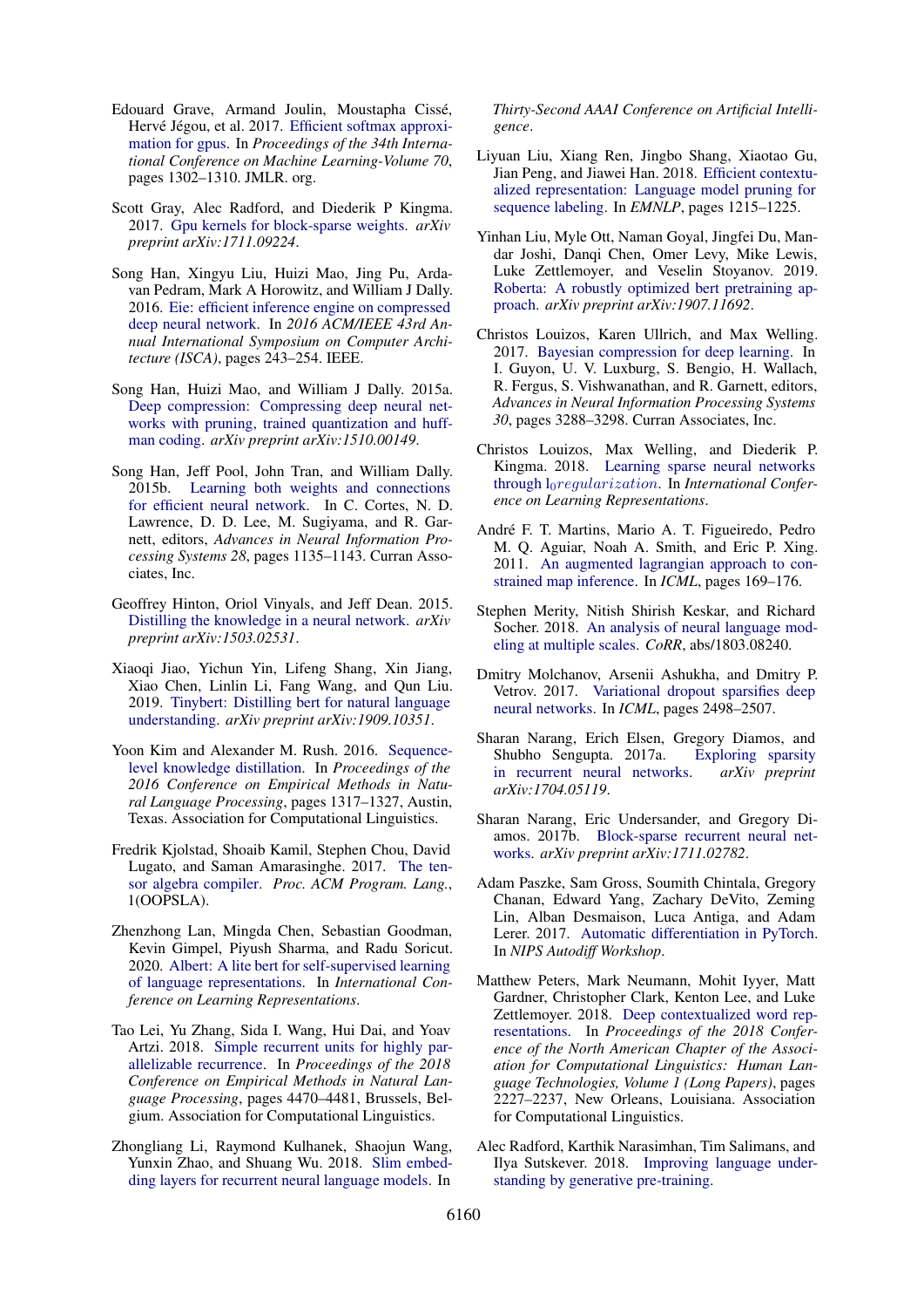Edouard Grave, Armand Joulin, Moustapha Cissé, Hervé Jégou, et al. 2017. Efficient softmax approximation for gpus. In *Proceedings of the 34th International Conference on Machine Learning-Volume 70*, pages 1302–1310. JMLR. org.

Scott Gray, Alec Radford, and Diederik P Kingma. 2017. Gpu kernels for block-sparse weights. *arXiv preprint arXiv:1711.09224*.

Song Han, Xingyu Liu, Huizi Mao, Jing Pu, Ardavan Pedram, Mark A Horowitz, and William J Dally. 2016. Eie: efficient inference engine on compressed deep neural network. In *2016 ACM/IEEE 43rd Annual International Symposium on Computer Architecture (ISCA)*, pages 243–254. IEEE.

Song Han, Huizi Mao, and William J Dally. 2015a. Deep compression: Compressing deep neural networks with pruning, trained quantization and huffman coding. *arXiv preprint arXiv:1510.00149*.

Song Han, Jeff Pool, John Tran, and William Dally. 2015b. Learning both weights and connections for efficient neural network. In C. Cortes, N. D. Lawrence, D. D. Lee, M. Sugiyama, and R. Garnett, editors, *Advances in Neural Information Processing Systems 28*, pages 1135–1143. Curran Associates, Inc.

Geoffrey Hinton, Oriol Vinyals, and Jeff Dean. 2015. Distilling the knowledge in a neural network. *arXiv preprint arXiv:1503.02531*.

Xiaoqi Jiao, Yichun Yin, Lifeng Shang, Xin Jiang, Xiao Chen, Linlin Li, Fang Wang, and Qun Liu. 2019. Tinybert: Distilling bert for natural language understanding. *arXiv preprint arXiv:1909.10351*.

Yoon Kim and Alexander M. Rush. 2016. Sequence-level knowledge distillation. In *Proceedings of the 2016 Conference on Empirical Methods in Natural Language Processing*, pages 1317–1327, Austin, Texas. Association for Computational Linguistics.

Fredrik Kjolstad, Shoaib Kamil, Stephen Chou, David Lugato, and Saman Amarasinghe. 2017. The tensor algebra compiler. *Proc. ACM Program. Lang.*, 1(OOPSLA).

Zhenzhong Lan, Mingda Chen, Sebastian Goodman, Kevin Gimpel, Piyush Sharma, and Radu Soricut. 2020. Albert: A lite bert for self-supervised learning of language representations. In *International Conference on Learning Representations*.

Tao Lei, Yu Zhang, Sida I. Wang, Hui Dai, and Yoav Artzi. 2018. Simple recurrent units for highly parallelizable recurrence. In *Proceedings of the 2018 Conference on Empirical Methods in Natural Language Processing*, pages 4470–4481, Brussels, Belgium. Association for Computational Linguistics.

Zhongliang Li, Raymond Kulhanek, Shaojun Wang, Yunxin Zhao, and Shuang Wu. 2018. Slim embedding layers for recurrent neural language models. In *Thirty-Second AAAI Conference on Artificial Intelligence*.

Liyuan Liu, Xiang Ren, Jingbo Shang, Xiaotao Gu, Jian Peng, and Jiawei Han. 2018. Efficient contextualized representation: Language model pruning for sequence labeling. In *EMNLP*, pages 1215–1225.

Yinhan Liu, Myle Ott, Naman Goyal, Jingfei Du, Mandar Joshi, Danqi Chen, Omer Levy, Mike Lewis, Luke Zettlemoyer, and Veselin Stoyanov. 2019. Roberta: A robustly optimized bert pretraining approach. *arXiv preprint arXiv:1907.11692*.

Christos Louizos, Karen Ullrich, and Max Welling. 2017. Bayesian compression for deep learning. In I. Guyon, U. V. Luxburg, S. Bengio, H. Wallach, R. Fergus, S. Vishwanathan, and R. Garnett, editors, *Advances in Neural Information Processing Systems 30*, pages 3288–3298. Curran Associates, Inc.

Christos Louizos, Max Welling, and Diederik P. Kingma. 2018. Learning sparse neural networks through $l_0 regularization$. In *International Conference on Learning Representations*.

André F. T. Martins, Mario A. T. Figueiredo, Pedro M. Q. Aguiar, Noah A. Smith, and Eric P. Xing. 2011. An augmented lagrangian approach to constrained map inference. In *ICML*, pages 169–176.

Stephen Merity, Nitish Shirish Keskar, and Richard Socher. 2018. An analysis of neural language modeling at multiple scales. *CoRR*, abs/1803.08240.

Dmitry Molchanov, Arsenii Ashukha, and Dmitry P. Vetrov. 2017. Variational dropout sparsifies deep neural networks. In *ICML*, pages 2498–2507.

Sharan Narang, Erich Elsen, Gregory Diamos, and Shubho Sengupta. 2017a. Exploring sparsity in recurrent neural networks. *arXiv preprint arXiv:1704.05119*.

Sharan Narang, Eric Undersander, and Gregory Diamos. 2017b. Block-sparse recurrent neural networks. *arXiv preprint arXiv:1711.02782*.

Adam Paszke, Sam Gross, Soumith Chintala, Gregory Chanan, Edward Yang, Zachary DeVito, Zeming Lin, Alban Desmaison, Luca Antiga, and Adam Lerer. 2017. Automatic differentiation in PyTorch. In *NIPS Autodiff Workshop*.

Matthew Peters, Mark Neumann, Mohit Iyyer, Matt Gardner, Christopher Clark, Kenton Lee, and Luke Zettlemoyer. 2018. Deep contextualized word representations. In *Proceedings of the 2018 Conference of the North American Chapter of the Association for Computational Linguistics: Human Language Technologies, Volume 1 (Long Papers)*, pages 2227–2237, New Orleans, Louisiana. Association for Computational Linguistics.

Alec Radford, Karthik Narasimhan, Tim Salimans, and Ilya Sutskever. 2018. Improving language understanding by generative pre-training.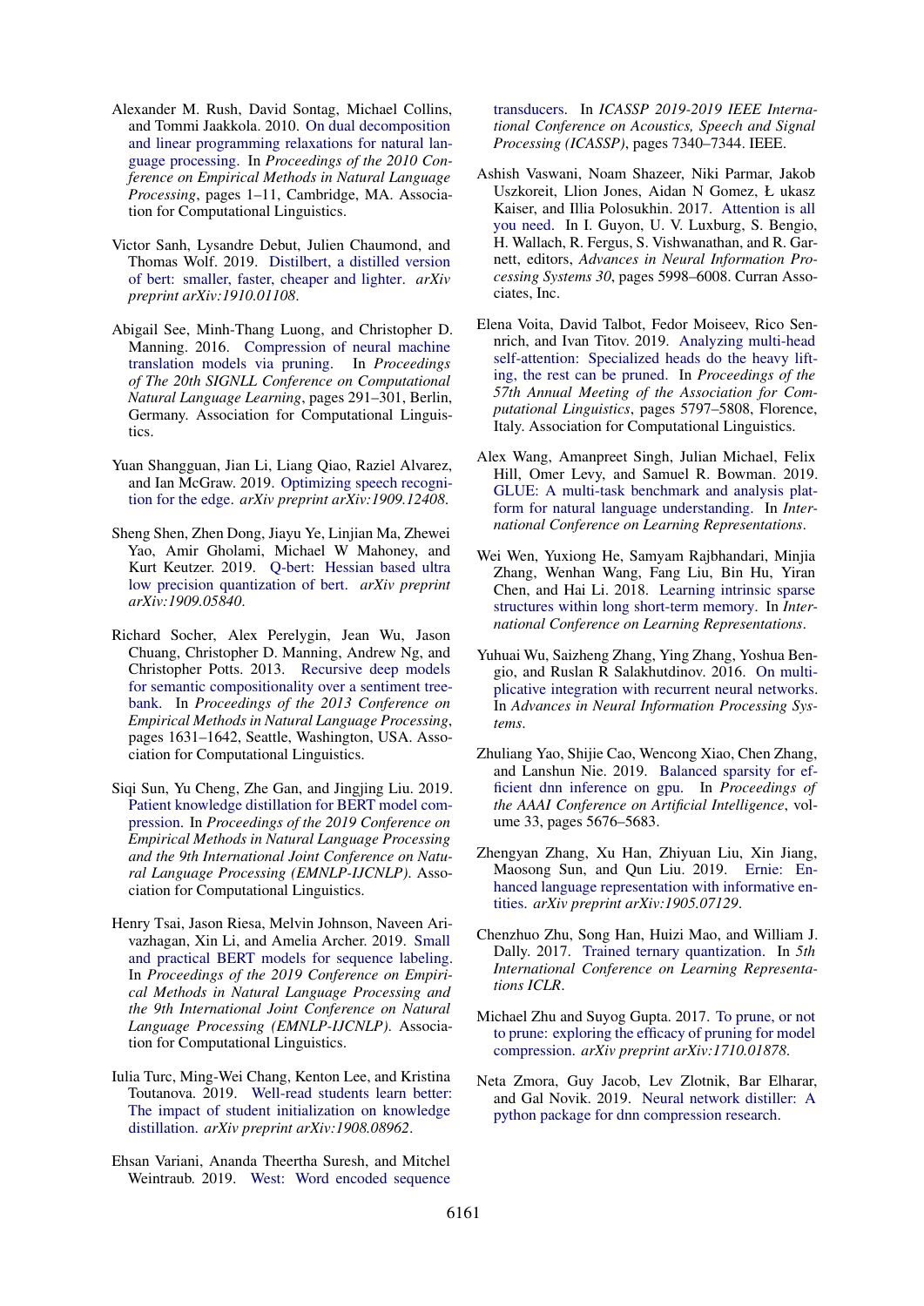Alexander M. Rush, David Sontag, Michael Collins, and Tommi Jaakkola. 2010. On dual decomposition and linear programming relaxations for natural language processing. In *Proceedings of the 2010 Conference on Empirical Methods in Natural Language Processing*, pages 1–11, Cambridge, MA. Association for Computational Linguistics.

Victor Sanh, Lysandre Debut, Julien Chaumond, and Thomas Wolf. 2019. Distilbert, a distilled version of bert: smaller, faster, cheaper and lighter. *arXiv preprint arXiv:1910.01108*.

Abigail See, Minh-Thang Luong, and Christopher D. Manning. 2016. Compression of neural machine translation models via pruning. In *Proceedings of The 20th SIGNLL Conference on Computational Natural Language Learning*, pages 291–301, Berlin, Germany. Association for Computational Linguistics.

Yuan Shangguan, Jian Li, Liang Qiao, Raziel Alvarez, and Ian McGraw. 2019. Optimizing speech recognition for the edge. *arXiv preprint arXiv:1909.12408*.

Sheng Shen, Zhen Dong, Jiayu Ye, Linjian Ma, Zhewei Yao, Amir Gholami, Michael W Mahoney, and Kurt Keutzer. 2019. Q-bert: Hessian based ultra low precision quantization of bert. *arXiv preprint arXiv:1909.05840*.

Richard Socher, Alex Perelygin, Jean Wu, Jason Chuang, Christopher D. Manning, Andrew Ng, and Christopher Potts. 2013. Recursive deep models for semantic compositionality over a sentiment treebank. In *Proceedings of the 2013 Conference on Empirical Methods in Natural Language Processing*, pages 1631–1642, Seattle, Washington, USA. Association for Computational Linguistics.

Siqi Sun, Yu Cheng, Zhe Gan, and Jingjing Liu. 2019. Patient knowledge distillation for BERT model compression. In *Proceedings of the 2019 Conference on Empirical Methods in Natural Language Processing and the 9th International Joint Conference on Natural Language Processing (EMNLP-IJCNLP)*. Association for Computational Linguistics.

Henry Tsai, Jason Riesa, Melvin Johnson, Naveen Arivazhagan, Xin Li, and Amelia Archer. 2019. Small and practical BERT models for sequence labeling. In *Proceedings of the 2019 Conference on Empirical Methods in Natural Language Processing and the 9th International Joint Conference on Natural Language Processing (EMNLP-IJCNLP)*. Association for Computational Linguistics.

Iulia Turc, Ming-Wei Chang, Kenton Lee, and Kristina Toutanova. 2019. Well-read students learn better: The impact of student initialization on knowledge distillation. *arXiv preprint arXiv:1908.08962*.

Ehsan Variani, Ananda Theertha Suresh, and Mitchel Weintraub. 2019. West: Word encoded sequence transducers. In *ICASSP 2019-2019 IEEE International Conference on Acoustics, Speech and Signal Processing (ICASSP)*, pages 7340–7344. IEEE.

Ashish Vaswani, Noam Shazeer, Niki Parmar, Jakob Uszkoreit, Llion Jones, Aidan N Gomez, Ł ukasz Kaiser, and Illia Polosukhin. 2017. Attention is all you need. In I. Guyon, U. V. Luxburg, S. Bengio, H. Wallach, R. Fergus, S. Vishwanathan, and R. Garnett, editors, *Advances in Neural Information Processing Systems 30*, pages 5998–6008. Curran Associates, Inc.

Elena Voita, David Talbot, Fedor Moiseev, Rico Sennrich, and Ivan Titov. 2019. Analyzing multi-head self-attention: Specialized heads do the heavy lifting, the rest can be pruned. In *Proceedings of the 57th Annual Meeting of the Association for Computational Linguistics*, pages 5797–5808, Florence, Italy. Association for Computational Linguistics.

Alex Wang, Amanpreet Singh, Julian Michael, Felix Hill, Omer Levy, and Samuel R. Bowman. 2019. GLUE: A multi-task benchmark and analysis platform for natural language understanding. In *International Conference on Learning Representations*.

Wei Wen, Yuxiong He, Samyam Rajbhandari, Minjia Zhang, Wenhan Wang, Fang Liu, Bin Hu, Yiran Chen, and Hai Li. 2018. Learning intrinsic sparse structures within long short-term memory. In *International Conference on Learning Representations*.

Yuhuai Wu, Saizheng Zhang, Ying Zhang, Yoshua Bengio, and Ruslan R Salakhutdinov. 2016. On multiplicative integration with recurrent neural networks. In *Advances in Neural Information Processing Systems*.

Zhuliang Yao, Shijie Cao, Wencong Xiao, Chen Zhang, and Lanshun Nie. 2019. Balanced sparsity for efficient dnn inference on gpu. In *Proceedings of the AAAI Conference on Artificial Intelligence*, volume 33, pages 5676–5683.

Zhengyan Zhang, Xu Han, Zhiyuan Liu, Xin Jiang, Maosong Sun, and Qun Liu. 2019. Ernie: Enhanced language representation with informative entities. *arXiv preprint arXiv:1905.07129*.

Chenzhuo Zhu, Song Han, Huizi Mao, and William J. Dally. 2017. Trained ternary quantization. In *5th International Conference on Learning Representations ICLR*.

Michael Zhu and Suyog Gupta. 2017. To prune, or not to prune: exploring the efficacy of pruning for model compression. *arXiv preprint arXiv:1710.01878*.

Neta Zmora, Guy Jacob, Lev Zlotnik, Bar Elharar, and Gal Novik. 2019. Neural network distiller: A python package for dnn compression research.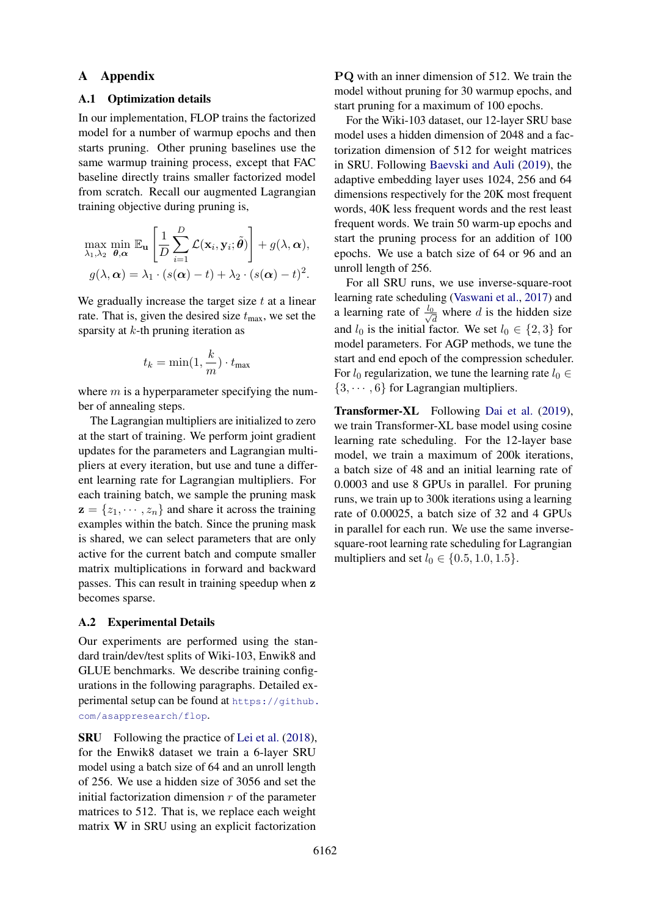# A Appendix

## A.1 Optimization details

In our implementation, FLOP trains the factorized model for a number of warmup epochs and then starts pruning. Other pruning baselines use the same warmup training process, except that FAC baseline directly trains smaller factorized model from scratch. Recall our augmented Lagrangian training objective during pruning is,

$$\max_{\lambda_1,\lambda_2} \min_{\boldsymbol{\theta},\boldsymbol{\alpha}} \mathbb{E}_{\mathbf{u}} \left[ \frac{1}{D} \sum_{i=1}^{D} \mathcal{L}(\mathbf{x}_i, \mathbf{y}_i; \tilde{\boldsymbol{\theta}}) \right] + g(\lambda, \boldsymbol{\alpha}),$$
$$g(\lambda, \boldsymbol{\alpha}) = \lambda_1 \cdot (s(\boldsymbol{\alpha}) - t) + \lambda_2 \cdot (s(\boldsymbol{\alpha}) - t)^2.$$

We gradually increase the target size $t$ at a linear rate. That is, given the desired size $t_{\text{max}}$, we set the sparsity at $k$-th pruning iteration as

$$t_k = \min(1, \frac{k}{m}) \cdot t_{\text{max}}$$

where $m$ is a hyperparameter specifying the number of annealing steps.

The Lagrangian multipliers are initialized to zero at the start of training. We perform joint gradient updates for the parameters and Lagrangian multipliers at every iteration, but use and tune a different learning rate for Lagrangian multipliers. For each training batch, we sample the pruning mask $\mathbf{z} = \{z_1, \cdots, z_n\}$ and share it across the training examples within the batch. Since the pruning mask is shared, we can select parameters that are only active for the current batch and compute smaller matrix multiplications in forward and backward passes. This can result in training speedup when $\mathbf{z}$ becomes sparse.

## A.2 Experimental Details

Our experiments are performed using the standard train/dev/test splits of Wiki-103, Enwik8 and GLUE benchmarks. We describe training configurations in the following paragraphs. Detailed experimental setup can be found at https://github.com/asappresearch/flop.

**SRU** Following the practice of Lei et al. (2018), for the Enwik8 dataset we train a 6-layer SRU model using a batch size of 64 and an unroll length of 256. We use a hidden size of 3056 and set the initial factorization dimension $r$ of the parameter matrices to 512. That is, we replace each weight matrix $\mathbf{W}$ in SRU using an explicit factorization $\mathbf{PQ}$ with an inner dimension of 512. We train the model without pruning for 30 warmup epochs, and start pruning for a maximum of 100 epochs.

For the Wiki-103 dataset, our 12-layer SRU base model uses a hidden dimension of 2048 and a factorization dimension of 512 for weight matrices in SRU. Following Baevski and Auli (2019), the adaptive embedding layer uses 1024, 256 and 64 dimensions respectively for the 20K most frequent words, 40K less frequent words and the rest least frequent words. We train 50 warm-up epochs and start the pruning process for an addition of 100 epochs. We use a batch size of 64 or 96 and an unroll length of 256.

For all SRU runs, we use inverse-square-root learning rate scheduling (Vaswani et al., 2017) and a learning rate of $\frac{l_0}{\sqrt{d}}$ where $d$ is the hidden size and $l_0$ is the initial factor. We set $l_0 \in \{2, 3\}$ for model parameters. For AGP methods, we tune the start and end epoch of the compression scheduler. For $l_0$ regularization, we tune the learning rate $l_0 \in \{3, \cdots, 6\}$ for Lagrangian multipliers.

**Transformer-XL** Following Dai et al. (2019), we train Transformer-XL base model using cosine learning rate scheduling. For the 12-layer base model, we train a maximum of 200k iterations, a batch size of 48 and an initial learning rate of 0.0003 and use 8 GPUs in parallel. For pruning runs, we train up to 300k iterations using a learning rate of 0.00025, a batch size of 32 and 4 GPUs in parallel for each run. We use the same inverse-square-root learning rate scheduling for Lagrangian multipliers and set $l_0 \in \{0.5, 1.0, 1.5\}$.